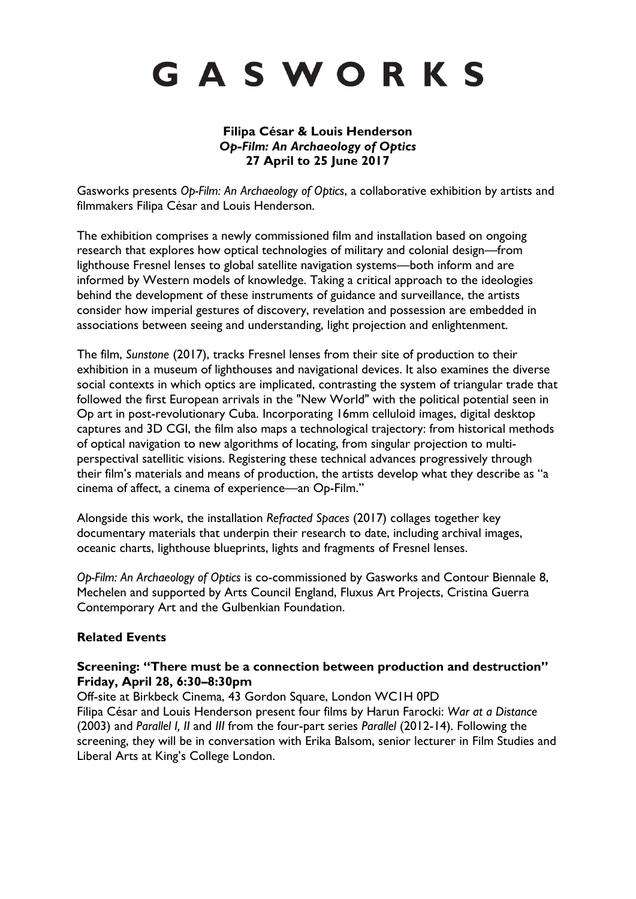# GASWORKS

**Filipa César & Louis Henderson**
***Op-Film: An Archaeology of Optics***
**27 April to 25 June 2017**

Gasworks presents *Op-Film: An Archaeology of Optics*, a collaborative exhibition by artists and filmmakers Filipa César and Louis Henderson.

The exhibition comprises a newly commissioned film and installation based on ongoing research that explores how optical technologies of military and colonial design—from lighthouse Fresnel lenses to global satellite navigation systems—both inform and are informed by Western models of knowledge. Taking a critical approach to the ideologies behind the development of these instruments of guidance and surveillance, the artists consider how imperial gestures of discovery, revelation and possession are embedded in associations between seeing and understanding, light projection and enlightenment.

The film, *Sunstone* (2017), tracks Fresnel lenses from their site of production to their exhibition in a museum of lighthouses and navigational devices. It also examines the diverse social contexts in which optics are implicated, contrasting the system of triangular trade that followed the first European arrivals in the "New World" with the political potential seen in Op art in post-revolutionary Cuba. Incorporating 16mm celluloid images, digital desktop captures and 3D CGI, the film also maps a technological trajectory: from historical methods of optical navigation to new algorithms of locating, from singular projection to multi-perspectival satellitic visions. Registering these technical advances progressively through their film's materials and means of production, the artists develop what they describe as "a cinema of affect, a cinema of experience—an Op-Film."

Alongside this work, the installation *Refracted Spaces* (2017) collages together key documentary materials that underpin their research to date, including archival images, oceanic charts, lighthouse blueprints, lights and fragments of Fresnel lenses.

*Op-Film: An Archaeology of Optics* is co-commissioned by Gasworks and Contour Biennale 8, Mechelen and supported by Arts Council England, Fluxus Art Projects, Cristina Guerra Contemporary Art and the Gulbenkian Foundation.

## Related Events

### Screening: "There must be a connection between production and destruction" Friday, April 28, 6:30–8:30pm

Off-site at Birkbeck Cinema, 43 Gordon Square, London WC1H 0PD
Filipa César and Louis Henderson present four films by Harun Farocki: *War at a Distance* (2003) and *Parallel I, II* and *III* from the four-part series *Parallel* (2012-14). Following the screening, they will be in conversation with Erika Balsom, senior lecturer in Film Studies and Liberal Arts at King's College London.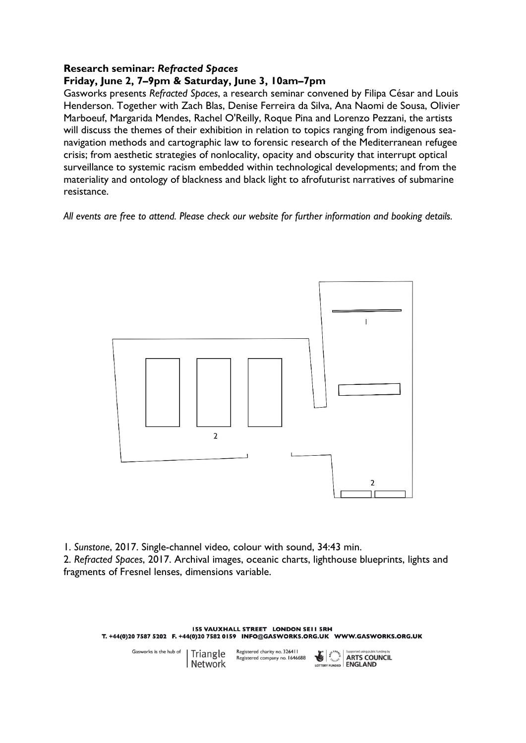**Research seminar: *Refracted Spaces***
**Friday, June 2, 7–9pm & Saturday, June 3, 10am–7pm**

Gasworks presents *Refracted Spaces*, a research seminar convened by Filipa César and Louis Henderson. Together with Zach Blas, Denise Ferreira da Silva, Ana Naomi de Sousa, Olivier Marboeuf, Margarida Mendes, Rachel O'Reilly, Roque Pina and Lorenzo Pezzani, the artists will discuss the themes of their exhibition in relation to topics ranging from indigenous sea-navigation methods and cartographic law to forensic research of the Mediterranean refugee crisis; from aesthetic strategies of nonlocality, opacity and obscurity that interrupt optical surveillance to systemic racism embedded within technological developments; and from the materiality and ontology of blackness and black light to afrofuturist narratives of submarine resistance.

*All events are free to attend. Please check our website for further information and booking details.*

1

2

2

1. *Sunstone*, 2017. Single-channel video, colour with sound, 34:43 min.
2. *Refracted Spaces*, 2017. Archival images, oceanic charts, lighthouse blueprints, lights and fragments of Fresnel lenses, dimensions variable.

155 VAUXHALL STREET LONDON SE11 5RH
T. +44(0)20 7587 5202 F. +44(0)20 7582 0159 INFO@GASWORKS.ORG.UK WWW.GASWORKS.ORG.UK

Gasworks is the hub of Triangle Network

Registered charity no. 326411
Registered company no. 1646688

LOTTERY FUNDED | Supported using public funding by ARTS COUNCIL ENGLAND